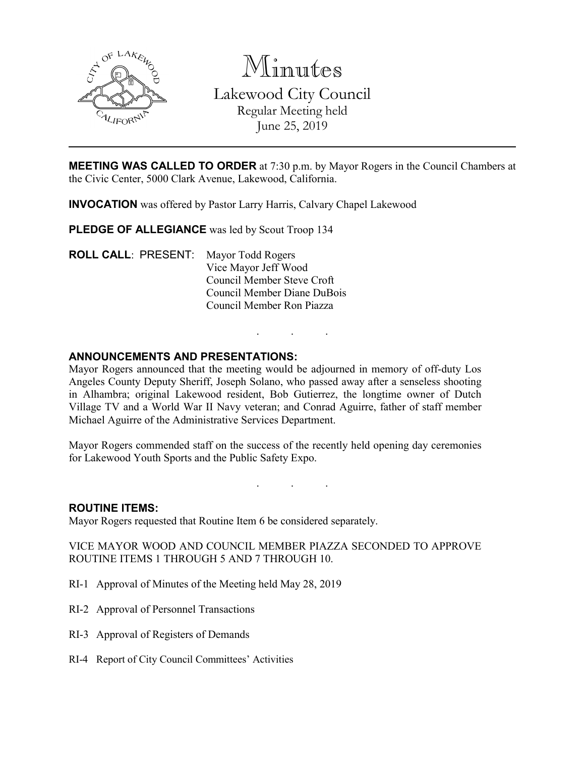# Minutes

## Lakewood City Council

Regular Meeting held
June 25, 2019

---

**MEETING WAS CALLED TO ORDER** at 7:30 p.m. by Mayor Rogers in the Council Chambers at the Civic Center, 5000 Clark Avenue, Lakewood, California.

**INVOCATION** was offered by Pastor Larry Harris, Calvary Chapel Lakewood

**PLEDGE OF ALLEGIANCE** was led by Scout Troop 134

**ROLL CALL**: PRESENT:
Mayor Todd Rogers
Vice Mayor Jeff Wood
Council Member Steve Croft
Council Member Diane DuBois
Council Member Ron Piazza

. . .

**ANNOUNCEMENTS AND PRESENTATIONS:**

Mayor Rogers announced that the meeting would be adjourned in memory of off-duty Los Angeles County Deputy Sheriff, Joseph Solano, who passed away after a senseless shooting in Alhambra; original Lakewood resident, Bob Gutierrez, the longtime owner of Dutch Village TV and a World War II Navy veteran; and Conrad Aguirre, father of staff member Michael Aguirre of the Administrative Services Department.

Mayor Rogers commended staff on the success of the recently held opening day ceremonies for Lakewood Youth Sports and the Public Safety Expo.

. . .

**ROUTINE ITEMS:**

Mayor Rogers requested that Routine Item 6 be considered separately.

VICE MAYOR WOOD AND COUNCIL MEMBER PIAZZA SECONDED TO APPROVE ROUTINE ITEMS 1 THROUGH 5 AND 7 THROUGH 10.

RI-1 Approval of Minutes of the Meeting held May 28, 2019

RI-2 Approval of Personnel Transactions

RI-3 Approval of Registers of Demands

RI-4 Report of City Council Committees' Activities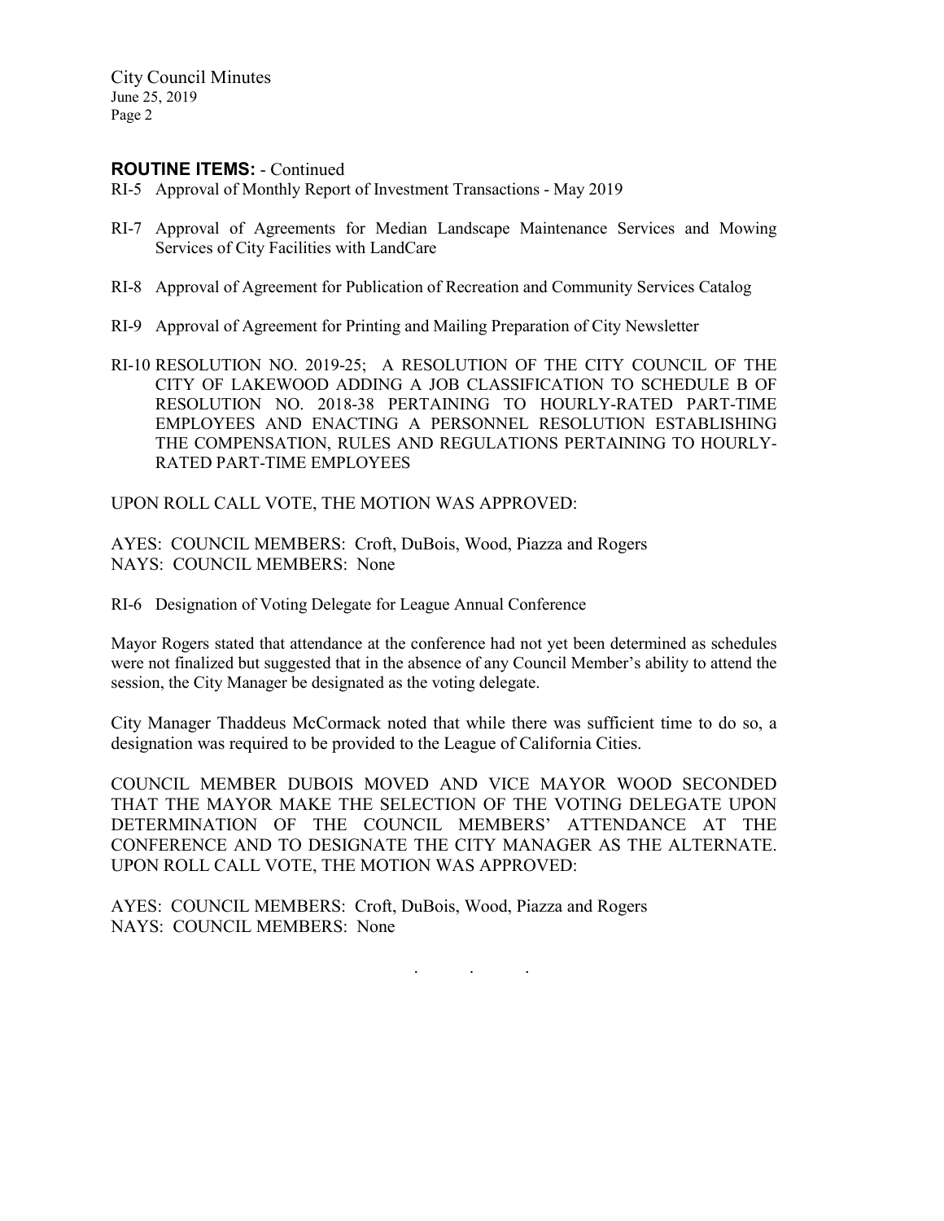**ROUTINE ITEMS:** - Continued

RI-5 Approval of Monthly Report of Investment Transactions - May 2019

RI-7 Approval of Agreements for Median Landscape Maintenance Services and Mowing Services of City Facilities with LandCare

RI-8 Approval of Agreement for Publication of Recreation and Community Services Catalog

RI-9 Approval of Agreement for Printing and Mailing Preparation of City Newsletter

RI-10 RESOLUTION NO. 2019-25; A RESOLUTION OF THE CITY COUNCIL OF THE CITY OF LAKEWOOD ADDING A JOB CLASSIFICATION TO SCHEDULE B OF RESOLUTION NO. 2018-38 PERTAINING TO HOURLY-RATED PART-TIME EMPLOYEES AND ENACTING A PERSONNEL RESOLUTION ESTABLISHING THE COMPENSATION, RULES AND REGULATIONS PERTAINING TO HOURLY-RATED PART-TIME EMPLOYEES

UPON ROLL CALL VOTE, THE MOTION WAS APPROVED:

AYES: COUNCIL MEMBERS: Croft, DuBois, Wood, Piazza and Rogers
NAYS: COUNCIL MEMBERS: None

RI-6 Designation of Voting Delegate for League Annual Conference

Mayor Rogers stated that attendance at the conference had not yet been determined as schedules were not finalized but suggested that in the absence of any Council Member's ability to attend the session, the City Manager be designated as the voting delegate.

City Manager Thaddeus McCormack noted that while there was sufficient time to do so, a designation was required to be provided to the League of California Cities.

COUNCIL MEMBER DUBOIS MOVED AND VICE MAYOR WOOD SECONDED THAT THE MAYOR MAKE THE SELECTION OF THE VOTING DELEGATE UPON DETERMINATION OF THE COUNCIL MEMBERS' ATTENDANCE AT THE CONFERENCE AND TO DESIGNATE THE CITY MANAGER AS THE ALTERNATE. UPON ROLL CALL VOTE, THE MOTION WAS APPROVED:

AYES: COUNCIL MEMBERS: Croft, DuBois, Wood, Piazza and Rogers
NAYS: COUNCIL MEMBERS: None

. . .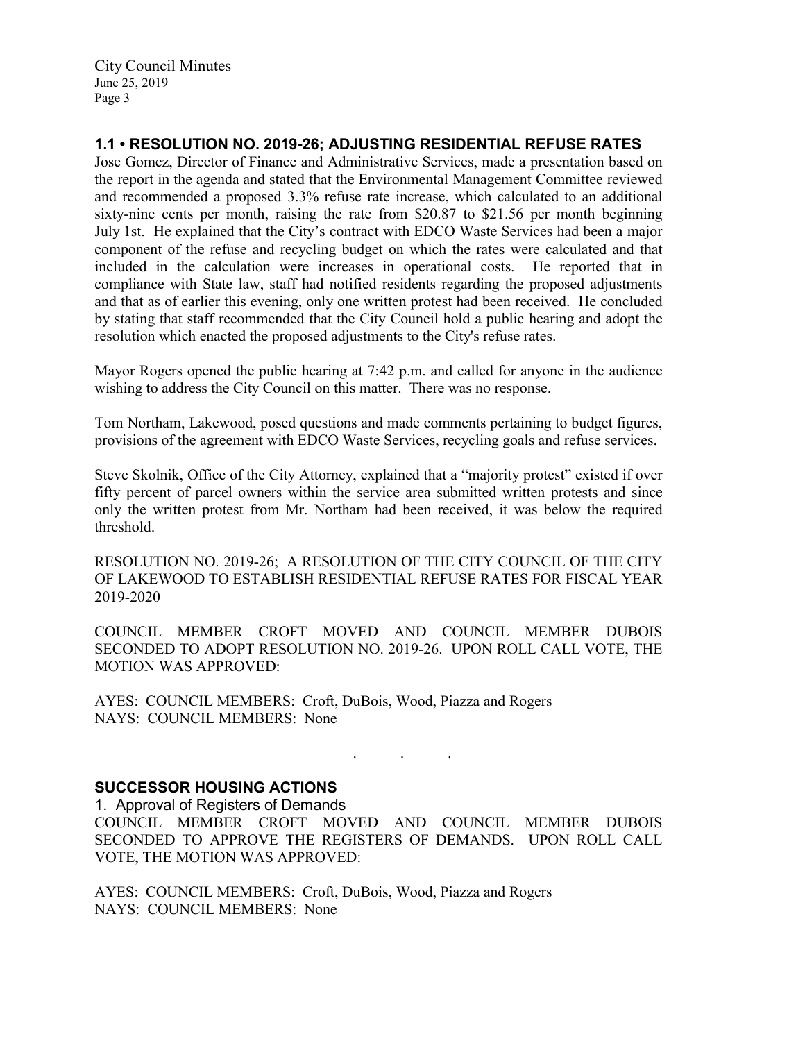## 1.1 • RESOLUTION NO. 2019-26; ADJUSTING RESIDENTIAL REFUSE RATES

Jose Gomez, Director of Finance and Administrative Services, made a presentation based on the report in the agenda and stated that the Environmental Management Committee reviewed and recommended a proposed 3.3% refuse rate increase, which calculated to an additional sixty-nine cents per month, raising the rate from $20.87 to $21.56 per month beginning July 1st. He explained that the City's contract with EDCO Waste Services had been a major component of the refuse and recycling budget on which the rates were calculated and that included in the calculation were increases in operational costs. He reported that in compliance with State law, staff had notified residents regarding the proposed adjustments and that as of earlier this evening, only one written protest had been received. He concluded by stating that staff recommended that the City Council hold a public hearing and adopt the resolution which enacted the proposed adjustments to the City's refuse rates.

Mayor Rogers opened the public hearing at 7:42 p.m. and called for anyone in the audience wishing to address the City Council on this matter. There was no response.

Tom Northam, Lakewood, posed questions and made comments pertaining to budget figures, provisions of the agreement with EDCO Waste Services, recycling goals and refuse services.

Steve Skolnik, Office of the City Attorney, explained that a "majority protest" existed if over fifty percent of parcel owners within the service area submitted written protests and since only the written protest from Mr. Northam had been received, it was below the required threshold.

RESOLUTION NO. 2019-26; A RESOLUTION OF THE CITY COUNCIL OF THE CITY OF LAKEWOOD TO ESTABLISH RESIDENTIAL REFUSE RATES FOR FISCAL YEAR 2019-2020

COUNCIL MEMBER CROFT MOVED AND COUNCIL MEMBER DUBOIS SECONDED TO ADOPT RESOLUTION NO. 2019-26. UPON ROLL CALL VOTE, THE MOTION WAS APPROVED:

AYES: COUNCIL MEMBERS: Croft, DuBois, Wood, Piazza and Rogers
NAYS: COUNCIL MEMBERS: None

. . .

## SUCCESSOR HOUSING ACTIONS

1. Approval of Registers of Demands

COUNCIL MEMBER CROFT MOVED AND COUNCIL MEMBER DUBOIS SECONDED TO APPROVE THE REGISTERS OF DEMANDS. UPON ROLL CALL VOTE, THE MOTION WAS APPROVED:

AYES: COUNCIL MEMBERS: Croft, DuBois, Wood, Piazza and Rogers
NAYS: COUNCIL MEMBERS: None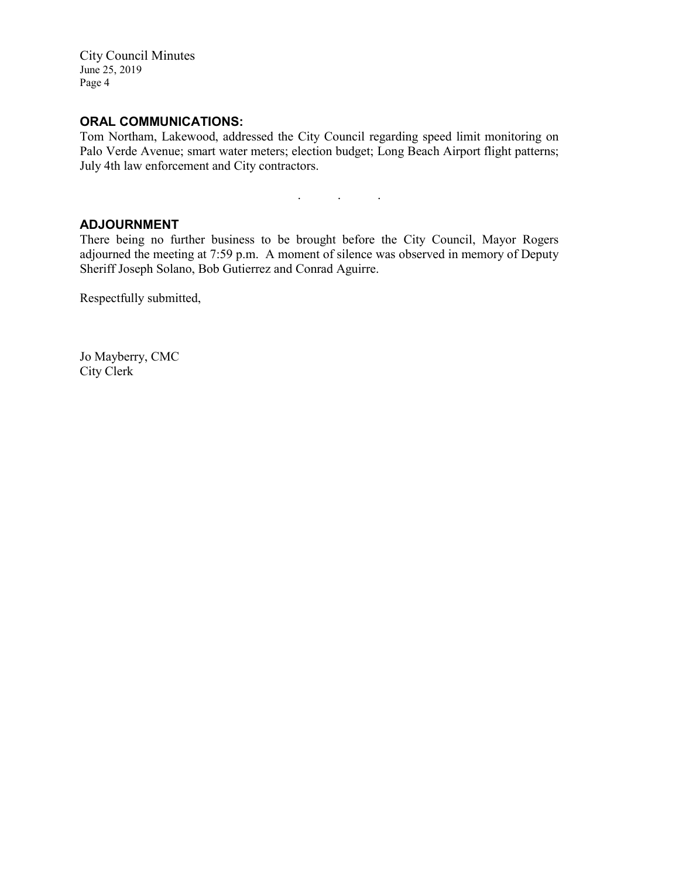## ORAL COMMUNICATIONS:

Tom Northam, Lakewood, addressed the City Council regarding speed limit monitoring on Palo Verde Avenue; smart water meters; election budget; Long Beach Airport flight patterns; July 4th law enforcement and City contractors.

. . .

## ADJOURNMENT

There being no further business to be brought before the City Council, Mayor Rogers adjourned the meeting at 7:59 p.m. A moment of silence was observed in memory of Deputy Sheriff Joseph Solano, Bob Gutierrez and Conrad Aguirre.

Respectfully submitted,

Jo Mayberry, CMC
City Clerk